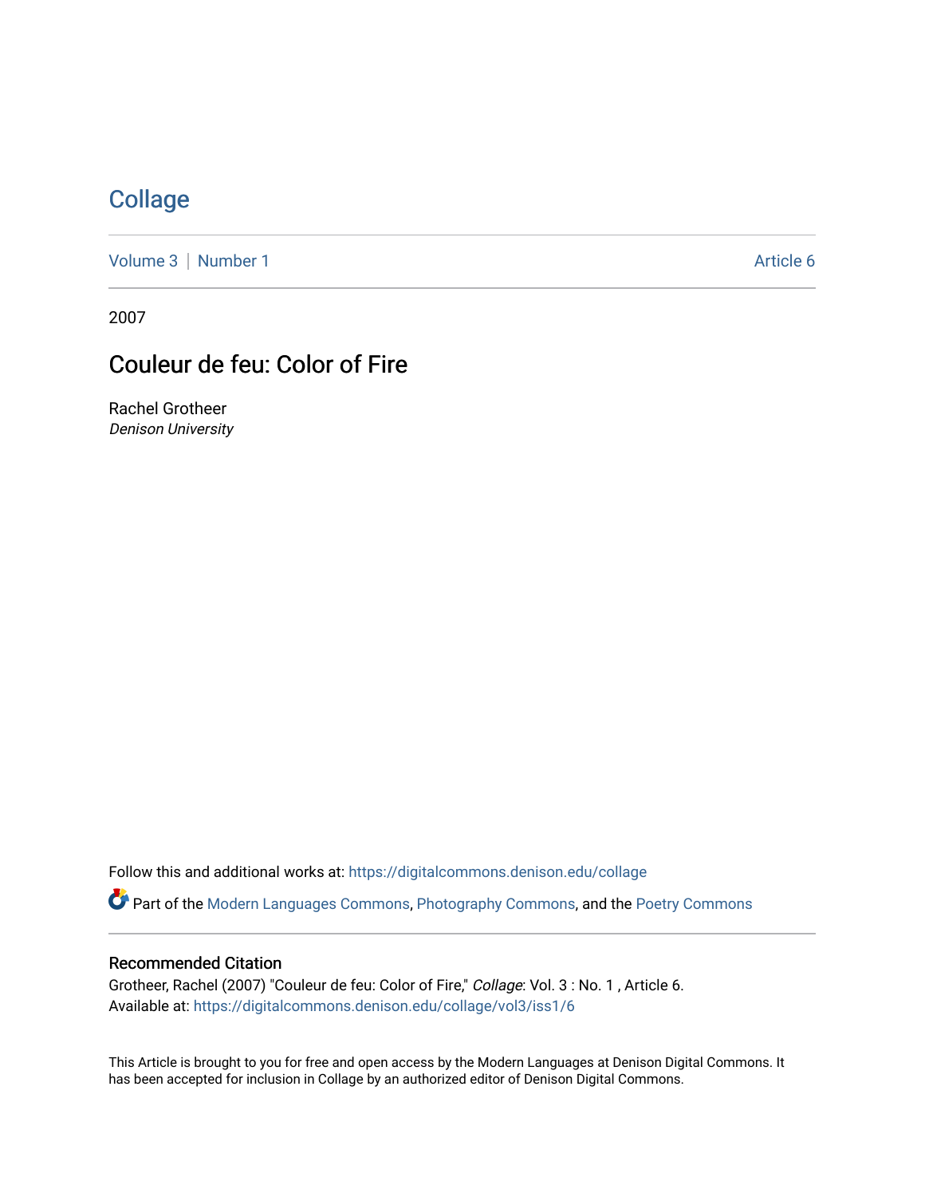# Collage

Volume 3 | Number 1 Article 6

2007

## Couleur de feu: Color of Fire

Rachel Grotheer
*Denison University*

Follow this and additional works at: https://digitalcommons.denison.edu/collage

Part of the Modern Languages Commons, Photography Commons, and the Poetry Commons

### Recommended Citation

Grotheer, Rachel (2007) "Couleur de feu: Color of Fire," *Collage*: Vol. 3 : No. 1 , Article 6.
Available at: https://digitalcommons.denison.edu/collage/vol3/iss1/6

This Article is brought to you for free and open access by the Modern Languages at Denison Digital Commons. It has been accepted for inclusion in Collage by an authorized editor of Denison Digital Commons.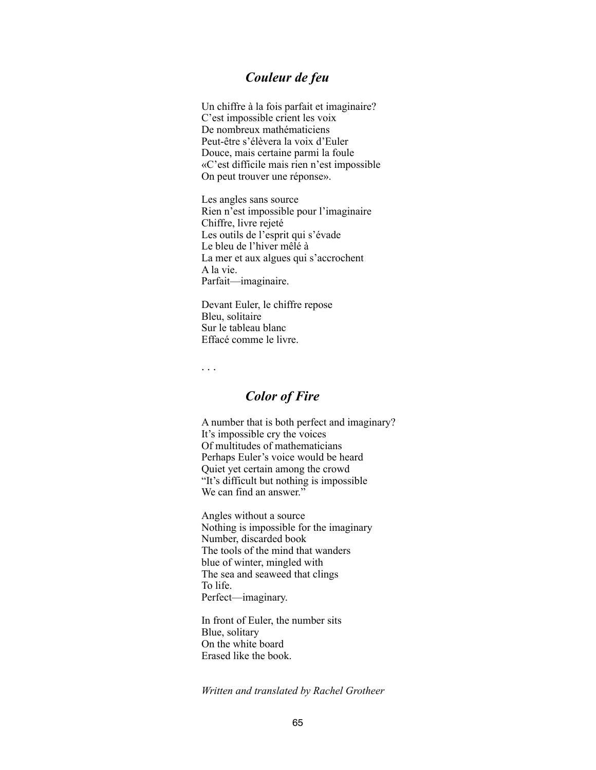## *Couleur de feu*

Un chiffre à la fois parfait et imaginaire?
C'est impossible crient les voix
De nombreux mathématiciens
Peut-être s'élèvera la voix d'Euler
Douce, mais certaine parmi la foule
«C'est difficile mais rien n'est impossible
On peut trouver une réponse».

Les angles sans source
Rien n'est impossible pour l'imaginaire
Chiffre, livre rejeté
Les outils de l'esprit qui s'évade
Le bleu de l'hiver mêlé à
La mer et aux algues qui s'accrochent
A la vie.
Parfait—imaginaire.

Devant Euler, le chiffre repose
Bleu, solitaire
Sur le tableau blanc
Effacé comme le livre.

. . .

## *Color of Fire*

A number that is both perfect and imaginary?
It's impossible cry the voices
Of multitudes of mathematicians
Perhaps Euler's voice would be heard
Quiet yet certain among the crowd
"It's difficult but nothing is impossible
We can find an answer."

Angles without a source
Nothing is impossible for the imaginary
Number, discarded book
The tools of the mind that wanders
blue of winter, mingled with
The sea and seaweed that clings
To life.
Perfect—imaginary.

In front of Euler, the number sits
Blue, solitary
On the white board
Erased like the book.

*Written and translated by Rachel Grotheer*